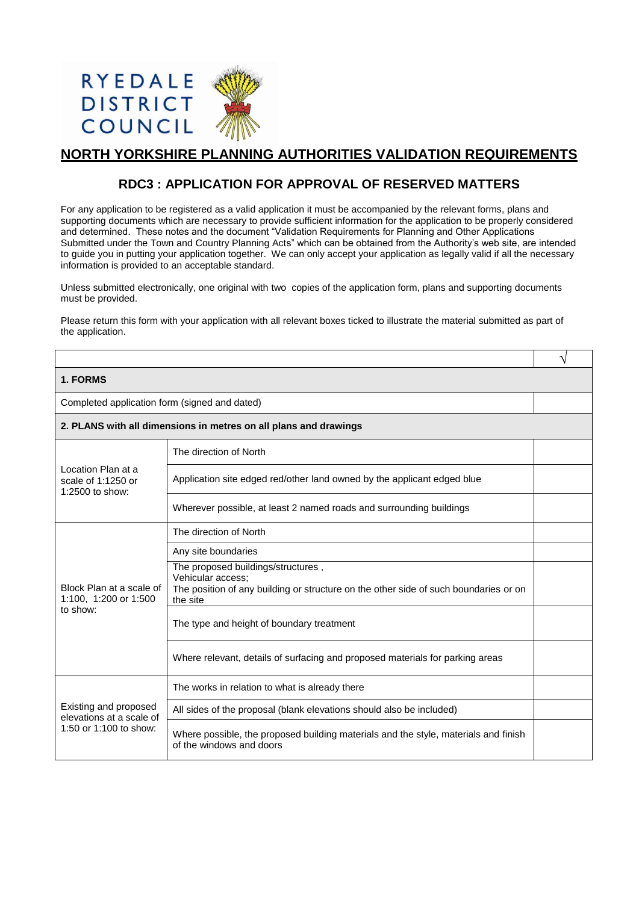RYEDALE DISTRICT COUNCIL

# NORTH YORKSHIRE PLANNING AUTHORITIES VALIDATION REQUIREMENTS

## RDC3 : APPLICATION FOR APPROVAL OF RESERVED MATTERS

For any application to be registered as a valid application it must be accompanied by the relevant forms, plans and supporting documents which are necessary to provide sufficient information for the application to be properly considered and determined. These notes and the document "Validation Requirements for Planning and Other Applications Submitted under the Town and Country Planning Acts" which can be obtained from the Authority's web site, are intended to guide you in putting your application together. We can only accept your application as legally valid if all the necessary information is provided to an acceptable standard.

Unless submitted electronically, one original with two copies of the application form, plans and supporting documents must be provided.

Please return this form with your application with all relevant boxes ticked to illustrate the material submitted as part of the application.

| | | √ |
|---|---|---|
| **1. FORMS** | | |
| Completed application form (signed and dated) | | |
| **2. PLANS with all dimensions in metres on all plans and drawings** | | |
| Location Plan at a scale of 1:1250 or 1:2500 to show: | The direction of North | |
| | Application site edged red/other land owned by the applicant edged blue | |
| | Wherever possible, at least 2 named roads and surrounding buildings | |
| Block Plan at a scale of 1:100, 1:200 or 1:500 to show: | The direction of North | |
| | Any site boundaries | |
| | The proposed buildings/structures , Vehicular access; The position of any building or structure on the other side of such boundaries or on the site | |
| | The type and height of boundary treatment | |
| | Where relevant, details of surfacing and proposed materials for parking areas | |
| Existing and proposed elevations at a scale of 1:50 or 1:100 to show: | The works in relation to what is already there | |
| | All sides of the proposal (blank elevations should also be included) | |
| | Where possible, the proposed building materials and the style, materials and finish of the windows and doors | |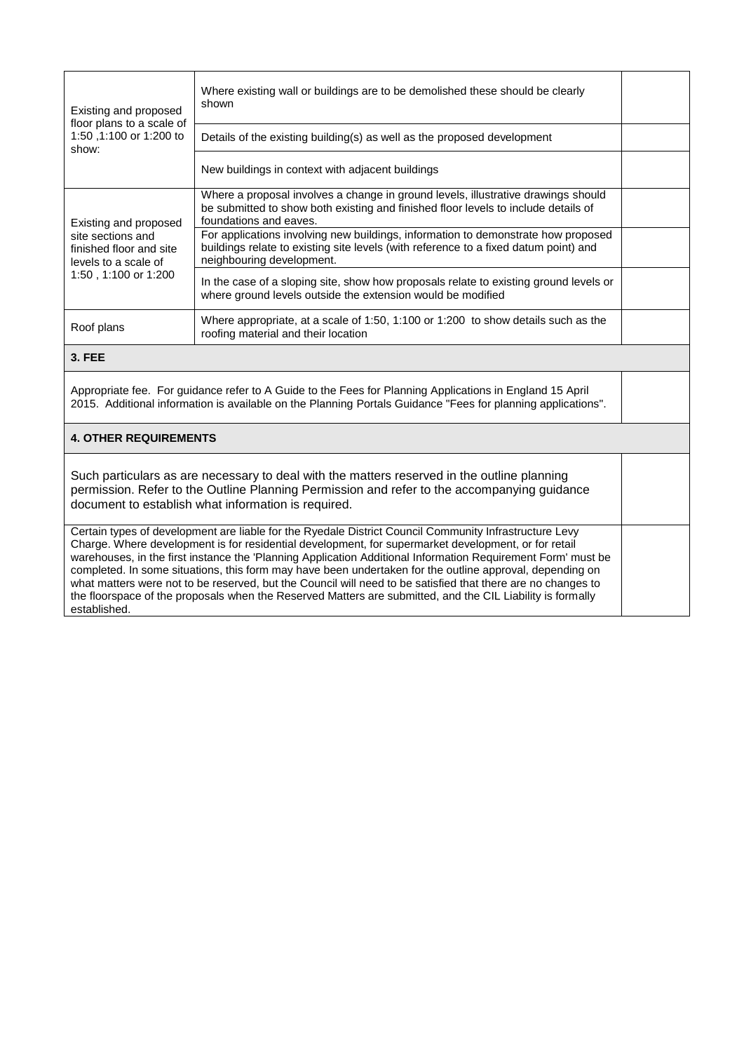| | | |
|---|---|---|
| Existing and proposed floor plans to a scale of 1:50 ,1:100 or 1:200 to show: | Where existing wall or buildings are to be demolished these should be clearly shown | |
| | Details of the existing building(s) as well as the proposed development | |
| | New buildings in context with adjacent buildings | |
| Existing and proposed site sections and finished floor and site levels to a scale of 1:50 , 1:100 or 1:200 | Where a proposal involves a change in ground levels, illustrative drawings should be submitted to show both existing and finished floor levels to include details of foundations and eaves. | |
| | For applications involving new buildings, information to demonstrate how proposed buildings relate to existing site levels (with reference to a fixed datum point) and neighbouring development. | |
| | In the case of a sloping site, show how proposals relate to existing ground levels or where ground levels outside the extension would be modified | |
| Roof plans | Where appropriate, at a scale of 1:50, 1:100 or 1:200 to show details such as the roofing material and their location | |

**3. FEE**

| | |
|---|---|
| Appropriate fee. For guidance refer to A Guide to the Fees for Planning Applications in England 15 April 2015. Additional information is available on the Planning Portals Guidance "Fees for planning applications". | |

**4. OTHER REQUIREMENTS**

| | |
|---|---|
| Such particulars as are necessary to deal with the matters reserved in the outline planning permission. Refer to the Outline Planning Permission and refer to the accompanying guidance document to establish what information is required. | |
| Certain types of development are liable for the Ryedale District Council Community Infrastructure Levy Charge. Where development is for residential development, for supermarket development, or for retail warehouses, in the first instance the 'Planning Application Additional Information Requirement Form' must be completed. In some situations, this form may have been undertaken for the outline approval, depending on what matters were not to be reserved, but the Council will need to be satisfied that there are no changes to the floorspace of the proposals when the Reserved Matters are submitted, and the CIL Liability is formally established. | |